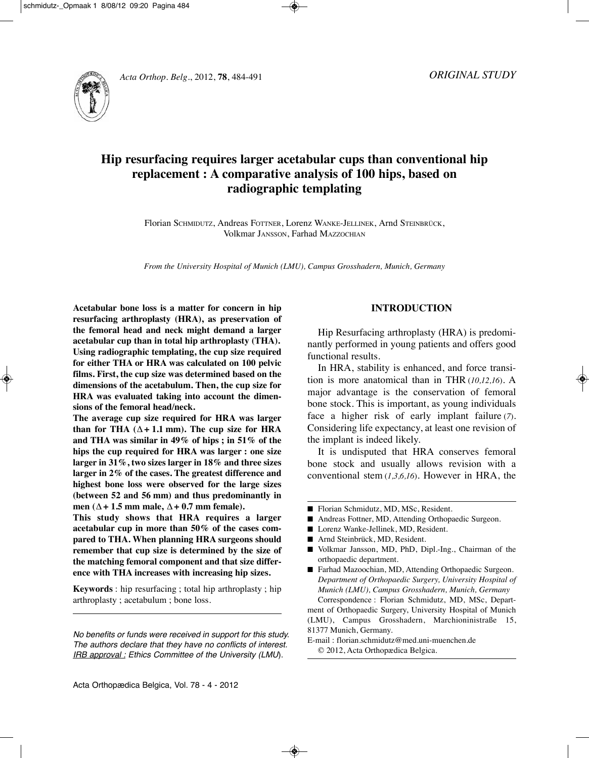ORIGINAL STUDY

# Hip resurfacing requires larger acetabular cups than conventional hip replacement : A comparative analysis of 100 hips, based on radiographic templating

Florian SCHMIDUTZ, Andreas FOTTNER, Lorenz WANKE-JELLINEK, Arnd STEINBRÜCK, Volkmar JANSSON, Farhad MAZZOCHIAN

*From the University Hospital of Munich (LMU), Campus Grosshadern, Munich, Germany*

**Acetabular bone loss is a matter for concern in hip resurfacing arthroplasty (HRA), as preservation of the femoral head and neck might demand a larger acetabular cup than in total hip arthroplasty (THA). Using radiographic templating, the cup size required for either THA or HRA was calculated on 100 pelvic films. First, the cup size was determined based on the dimensions of the acetabulum. Then, the cup size for HRA was evaluated taking into account the dimensions of the femoral head/neck.**

**The average cup size required for HRA was larger than for THA ($\Delta + 1.1$ mm). The cup size for HRA and THA was similar in 49% of hips ; in 51% of the hips the cup required for HRA was larger : one size larger in 31%, two sizes larger in 18% and three sizes larger in 2% of the cases. The greatest difference and highest bone loss were observed for the large sizes (between 52 and 56 mm) and thus predominantly in men ($\Delta + 1.5$ mm male, $\Delta + 0.7$ mm female).**

**This study shows that HRA requires a larger acetabular cup in more than 50% of the cases compared to THA. When planning HRA surgeons should remember that cup size is determined by the size of the matching femoral component and that size difference with THA increases with increasing hip sizes.**

**Keywords** : hip resurfacing ; total hip arthroplasty ; hip arthroplasty ; acetabulum ; bone loss.

*No benefits or funds were received in support for this study. The authors declare that they have no conflicts of interest. IRB approval : Ethics Committee of the University (LMU).*

## INTRODUCTION

Hip Resurfacing arthroplasty (HRA) is predominantly performed in young patients and offers good functional results.

In HRA, stability is enhanced, and force transition is more anatomical than in THR (*10,12,16*). A major advantage is the conservation of femoral bone stock. This is important, as young individuals face a higher risk of early implant failure (*7*). Considering life expectancy, at least one revision of the implant is indeed likely.

It is undisputed that HRA conserves femoral bone stock and usually allows revision with a conventional stem (*1,3,6,16*). However in HRA, the

- Florian Schmidutz, MD, MSc, Resident.
- Andreas Fottner, MD, Attending Orthopaedic Surgeon.
- Lorenz Wanke-Jellinek, MD, Resident.
- Arnd Steinbrück, MD, Resident.
- Volkmar Jansson, MD, PhD, Dipl.-Ing., Chairman of the orthopaedic department.
- Farhad Mazoochian, MD, Attending Orthopaedic Surgeon.

*Department of Orthopaedic Surgery, University Hospital of Munich (LMU), Campus Grosshadern, Munich, Germany*

Correspondence : Florian Schmidutz, MD, MSc, Department of Orthopaedic Surgery, University Hospital of Munich (LMU), Campus Grosshadern, Marchioninistraße 15, 81377 Munich, Germany.

E-mail : florian.schmidutz@med.uni-muenchen.de

© 2012, Acta Orthopædica Belgica.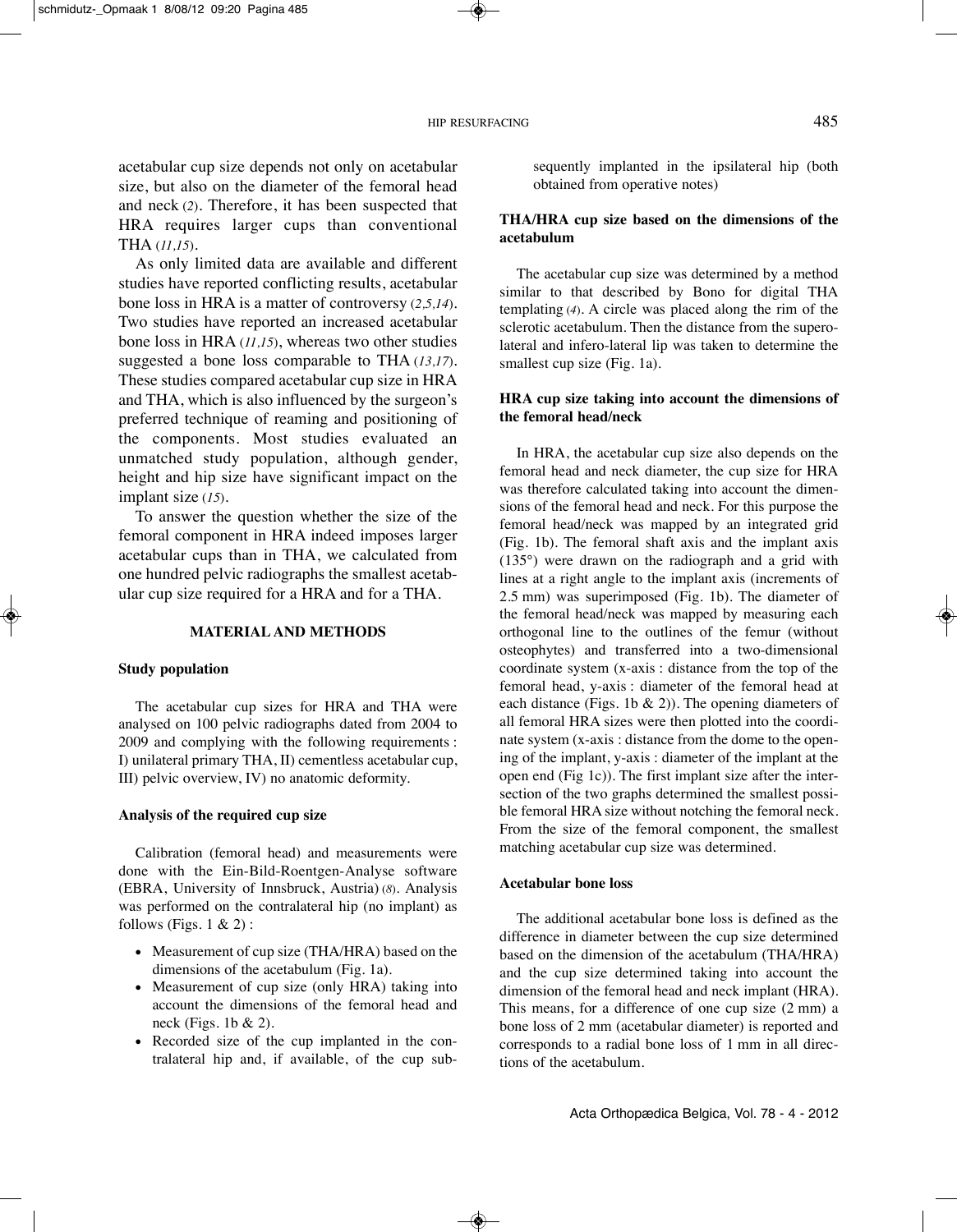acetabular cup size depends not only on acetabular size, but also on the diameter of the femoral head and neck (2). Therefore, it has been suspected that HRA requires larger cups than conventional THA (11,15).

As only limited data are available and different studies have reported conflicting results, acetabular bone loss in HRA is a matter of controversy (2,5,14). Two studies have reported an increased acetabular bone loss in HRA (11,15), whereas two other studies suggested a bone loss comparable to THA (13,17). These studies compared acetabular cup size in HRA and THA, which is also influenced by the surgeon's preferred technique of reaming and positioning of the components. Most studies evaluated an unmatched study population, although gender, height and hip size have significant impact on the implant size (15).

To answer the question whether the size of the femoral component in HRA indeed imposes larger acetabular cups than in THA, we calculated from one hundred pelvic radiographs the smallest acetabular cup size required for a HRA and for a THA.

## MATERIAL AND METHODS

### Study population

The acetabular cup sizes for HRA and THA were analysed on 100 pelvic radiographs dated from 2004 to 2009 and complying with the following requirements : I) unilateral primary THA, II) cementless acetabular cup, III) pelvic overview, IV) no anatomic deformity.

### Analysis of the required cup size

Calibration (femoral head) and measurements were done with the Ein-Bild-Roentgen-Analyse software (EBRA, University of Innsbruck, Austria) (8). Analysis was performed on the contralateral hip (no implant) as follows (Figs. 1 & 2) :

- Measurement of cup size (THA/HRA) based on the dimensions of the acetabulum (Fig. 1a).
- Measurement of cup size (only HRA) taking into account the dimensions of the femoral head and neck (Figs. 1b & 2).
- Recorded size of the cup implanted in the contralateral hip and, if available, of the cup subsequently implanted in the ipsilateral hip (both obtained from operative notes)

### THA/HRA cup size based on the dimensions of the acetabulum

The acetabular cup size was determined by a method similar to that described by Bono for digital THA templating (4). A circle was placed along the rim of the sclerotic acetabulum. Then the distance from the supero-lateral and infero-lateral lip was taken to determine the smallest cup size (Fig. 1a).

### HRA cup size taking into account the dimensions of the femoral head/neck

In HRA, the acetabular cup size also depends on the femoral head and neck diameter, the cup size for HRA was therefore calculated taking into account the dimensions of the femoral head and neck. For this purpose the femoral head/neck was mapped by an integrated grid (Fig. 1b). The femoral shaft axis and the implant axis (135°) were drawn on the radiograph and a grid with lines at a right angle to the implant axis (increments of 2.5 mm) was superimposed (Fig. 1b). The diameter of the femoral head/neck was mapped by measuring each orthogonal line to the outlines of the femur (without osteophytes) and transferred into a two-dimensional coordinate system (x-axis : distance from the top of the femoral head, y-axis : diameter of the femoral head at each distance (Figs. 1b & 2)). The opening diameters of all femoral HRA sizes were then plotted into the coordinate system (x-axis : distance from the dome to the opening of the implant, y-axis : diameter of the implant at the open end (Fig 1c)). The first implant size after the intersection of the two graphs determined the smallest possible femoral HRA size without notching the femoral neck. From the size of the femoral component, the smallest matching acetabular cup size was determined.

### Acetabular bone loss

The additional acetabular bone loss is defined as the difference in diameter between the cup size determined based on the dimension of the acetabulum (THA/HRA) and the cup size determined taking into account the dimension of the femoral head and neck implant (HRA). This means, for a difference of one cup size (2 mm) a bone loss of 2 mm (acetabular diameter) is reported and corresponds to a radial bone loss of 1 mm in all directions of the acetabulum.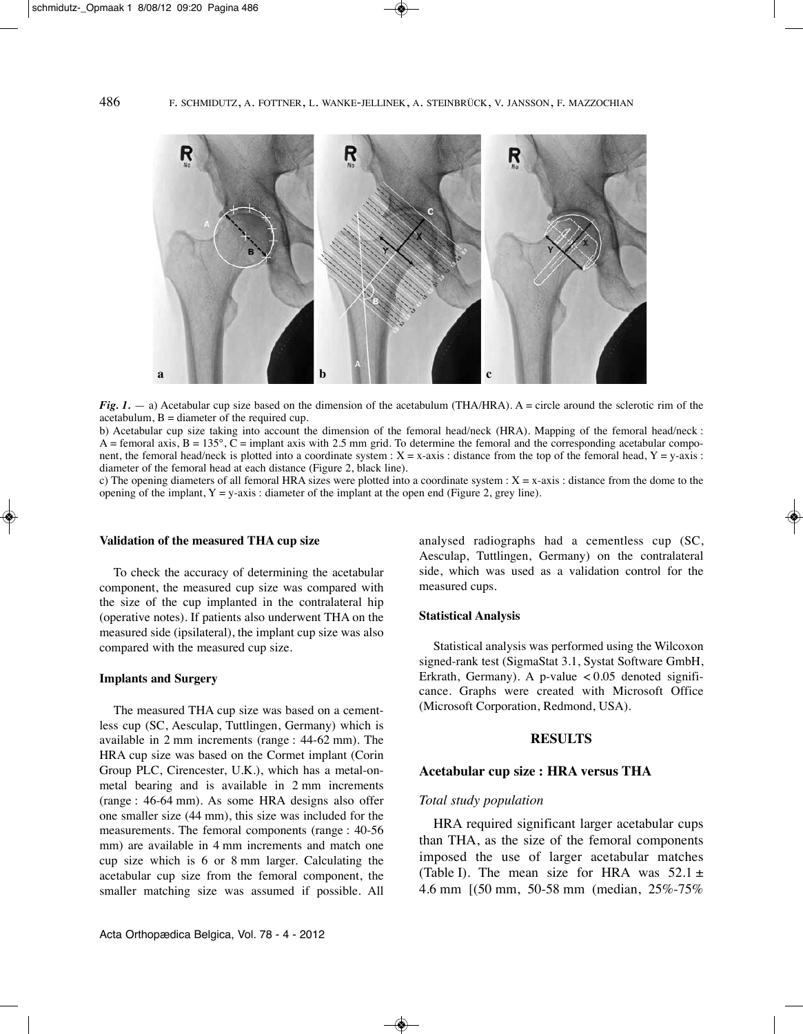*Fig. 1.* — a) Acetabular cup size based on the dimension of the acetabulum (THA/HRA). A = circle around the sclerotic rim of the acetabulum, B = diameter of the required cup.

b) Acetabular cup size taking into account the dimension of the femoral head/neck (HRA). Mapping of the femoral head/neck : A = femoral axis, B = 135°, C = implant axis with 2.5 mm grid. To determine the femoral and the corresponding acetabular component, the femoral head/neck is plotted into a coordinate system : X = x-axis : distance from the top of the femoral head, Y = y-axis : diameter of the femoral head at each distance (Figure 2, black line).

c) The opening diameters of all femoral HRA sizes were plotted into a coordinate system : X = x-axis : distance from the dome to the opening of the implant, Y = y-axis : diameter of the implant at the open end (Figure 2, grey line).

**Validation of the measured THA cup size**

To check the accuracy of determining the acetabular component, the measured cup size was compared with the size of the cup implanted in the contralateral hip (operative notes). If patients also underwent THA on the measured side (ipsilateral), the implant cup size was also compared with the measured cup size.

**Implants and Surgery**

The measured THA cup size was based on a cementless cup (SC, Aesculap, Tuttlingen, Germany) which is available in 2 mm increments (range : 44-62 mm). The HRA cup size was based on the Cormet implant (Corin Group PLC, Cirencester, U.K.), which has a metal-on-metal bearing and is available in 2 mm increments (range : 46-64 mm). As some HRA designs also offer one smaller size (44 mm), this size was included for the measurements. The femoral components (range : 40-56 mm) are available in 4 mm increments and match one cup size which is 6 or 8 mm larger. Calculating the acetabular cup size from the femoral component, the smaller matching size was assumed if possible. All analysed radiographs had a cementless cup (SC, Aesculap, Tuttlingen, Germany) on the contralateral side, which was used as a validation control for the measured cups.

**Statistical Analysis**

Statistical analysis was performed using the Wilcoxon signed-rank test (SigmaStat 3.1, Systat Software GmbH, Erkrath, Germany). A p-value $< 0.05$ denoted significance. Graphs were created with Microsoft Office (Microsoft Corporation, Redmond, USA).

## RESULTS

### Acetabular cup size : HRA versus THA

*Total study population*

HRA required significant larger acetabular cups than THA, as the size of the femoral components imposed the use of larger acetabular matches (Table I). The mean size for HRA was $52.1 \pm 4.6$ mm [(50 mm, 50-58 mm (median, 25%-75%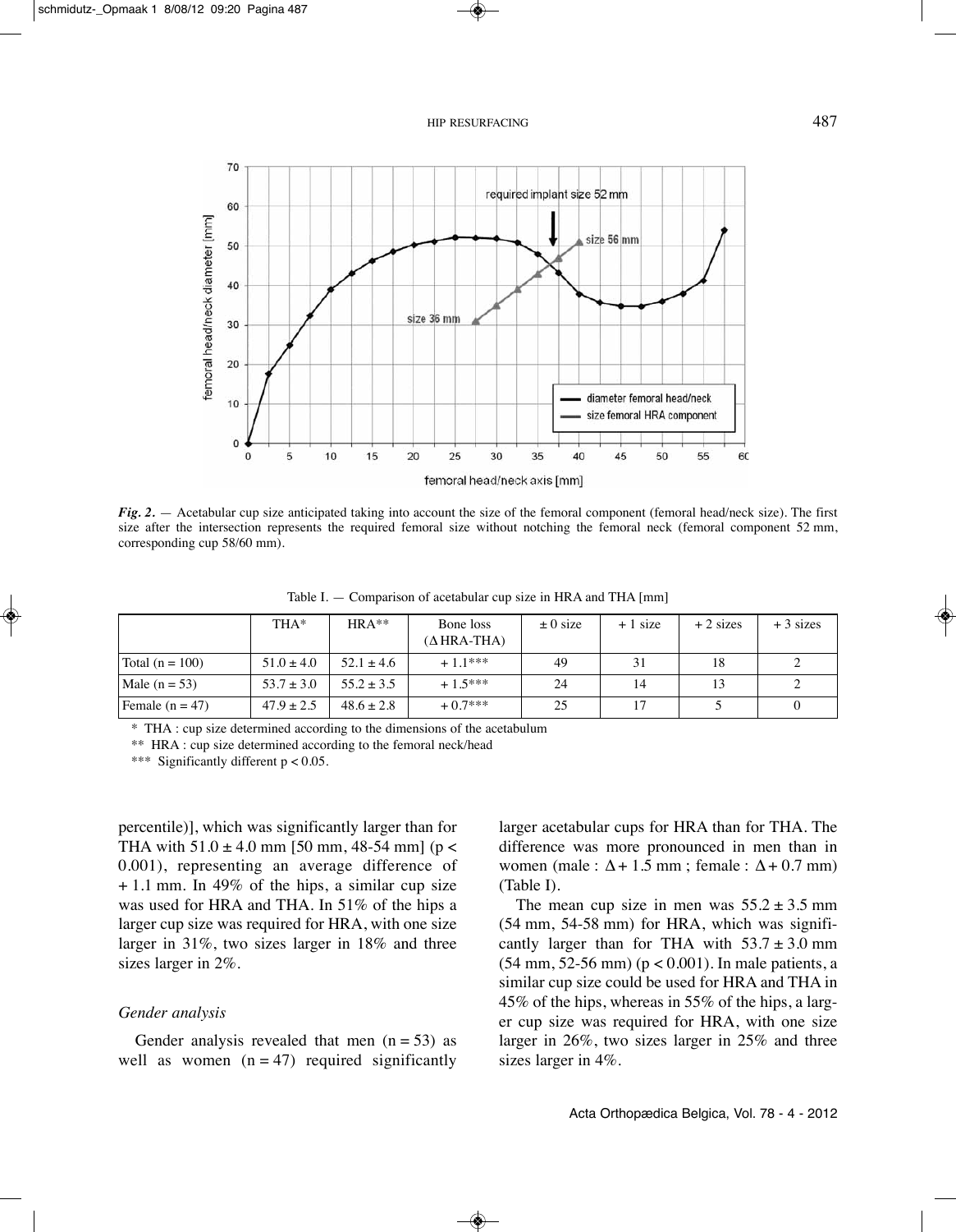*Fig. 2.* — Acetabular cup size anticipated taking into account the size of the femoral component (femoral head/neck size). The first size after the intersection represents the required femoral size without notching the femoral neck (femoral component 52 mm, corresponding cup 58/60 mm).

Table I. — Comparison of acetabular cup size in HRA and THA [mm]

| | THA* | HRA** | Bone loss (Δ HRA-THA) | ± 0 size | + 1 size | + 2 sizes | + 3 sizes |
|---|---|---|---|---|---|---|---|
| Total (n = 100) | 51.0 ± 4.0 | 52.1 ± 4.6 | + 1.1*** | 49 | 31 | 18 | 2 |
| Male (n = 53) | 53.7 ± 3.0 | 55.2 ± 3.5 | + 1.5*** | 24 | 14 | 13 | 2 |
| Female (n = 47) | 47.9 ± 2.5 | 48.6 ± 2.8 | + 0.7*** | 25 | 17 | 5 | 0 |

\* THA : cup size determined according to the dimensions of the acetabulum

\*\* HRA : cup size determined according to the femoral neck/head

\*\*\* Significantly different $p < 0.05$.

percentile)], which was significantly larger than for THA with 51.0 ± 4.0 mm [50 mm, 48-54 mm] ($p < 0.001$), representing an average difference of + 1.1 mm. In 49% of the hips, a similar cup size was used for HRA and THA. In 51% of the hips a larger cup size was required for HRA, with one size larger in 31%, two sizes larger in 18% and three sizes larger in 2%.

### *Gender analysis*

Gender analysis revealed that men (n = 53) as well as women (n = 47) required significantly larger acetabular cups for HRA than for THA. The difference was more pronounced in men than in women (male : Δ + 1.5 mm ; female : Δ + 0.7 mm) (Table I).

The mean cup size in men was 55.2 ± 3.5 mm (54 mm, 54-58 mm) for HRA, which was significantly larger than for THA with 53.7 ± 3.0 mm (54 mm, 52-56 mm) ($p < 0.001$). In male patients, a similar cup size could be used for HRA and THA in 45% of the hips, whereas in 55% of the hips, a larger cup size was required for HRA, with one size larger in 26%, two sizes larger in 25% and three sizes larger in 4%.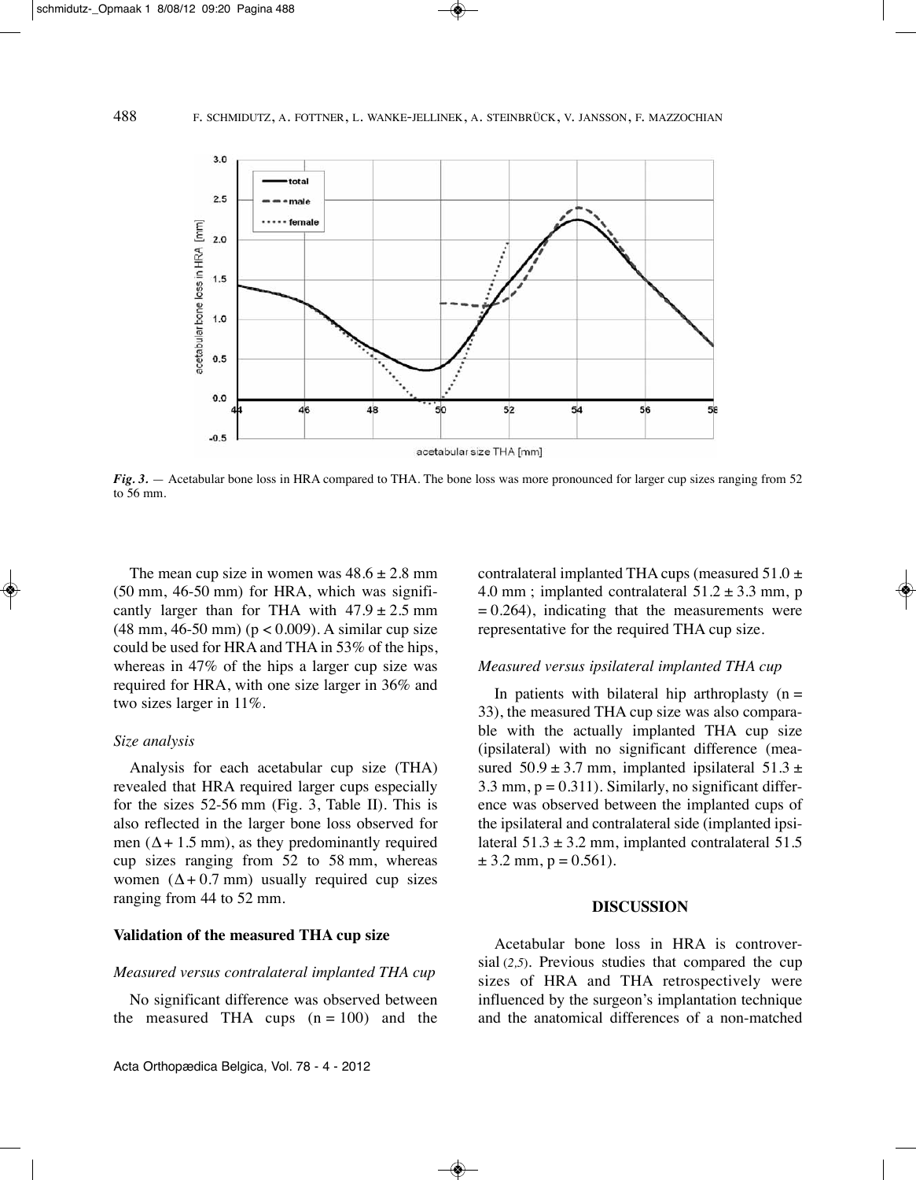*Fig. 3.* — Acetabular bone loss in HRA compared to THA. The bone loss was more pronounced for larger cup sizes ranging from 52 to 56 mm.

The mean cup size in women was $48.6 \pm 2.8$ mm (50 mm, 46-50 mm) for HRA, which was significantly larger than for THA with $47.9 \pm 2.5$ mm (48 mm, 46-50 mm) ($p < 0.009$). A similar cup size could be used for HRA and THA in 53% of the hips, whereas in 47% of the hips a larger cup size was required for HRA, with one size larger in 36% and two sizes larger in 11%.

*Size analysis*

Analysis for each acetabular cup size (THA) revealed that HRA required larger cups especially for the sizes 52-56 mm (Fig. 3, Table II). This is also reflected in the larger bone loss observed for men ($\Delta + 1.5$ mm), as they predominantly required cup sizes ranging from 52 to 58 mm, whereas women ($\Delta + 0.7$ mm) usually required cup sizes ranging from 44 to 52 mm.

**Validation of the measured THA cup size**

*Measured versus contralateral implanted THA cup*

No significant difference was observed between the measured THA cups ($n = 100$) and the contralateral implanted THA cups (measured $51.0 \pm 4.0$ mm ; implanted contralateral $51.2 \pm 3.3$ mm, $p = 0.264$), indicating that the measurements were representative for the required THA cup size.

*Measured versus ipsilateral implanted THA cup*

In patients with bilateral hip arthroplasty ($n = 33$), the measured THA cup size was also comparable with the actually implanted THA cup size (ipsilateral) with no significant difference (measured $50.9 \pm 3.7$ mm, implanted ipsilateral $51.3 \pm 3.3$ mm, $p = 0.311$). Similarly, no significant difference was observed between the implanted cups of the ipsilateral and contralateral side (implanted ipsilateral $51.3 \pm 3.2$ mm, implanted contralateral $51.5 \pm 3.2$ mm, $p = 0.561$).

## DISCUSSION

Acetabular bone loss in HRA is controversial (2,5). Previous studies that compared the cup sizes of HRA and THA retrospectively were influenced by the surgeon's implantation technique and the anatomical differences of a non-matched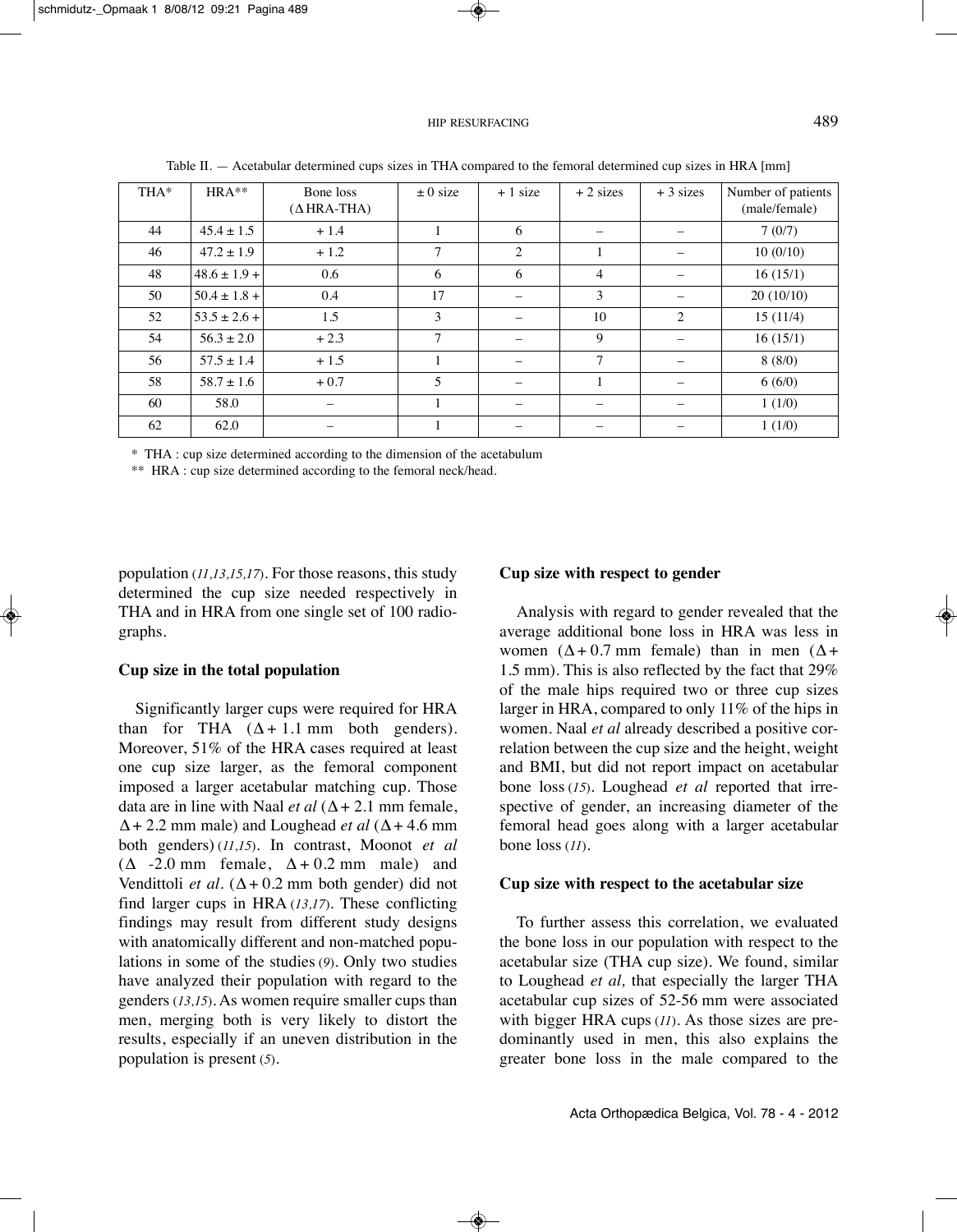Table II. — Acetabular determined cups sizes in THA compared to the femoral determined cup sizes in HRA [mm]

| THA* | HRA** | Bone loss ($\Delta$ HRA-THA) | $\pm$ 0 size | + 1 size | + 2 sizes | + 3 sizes | Number of patients (male/female) |
|---|---|---|---|---|---|---|---|
| 44 | 45.4 ± 1.5 | + 1.4 | 1 | 6 | – | – | 7 (0/7) |
| 46 | 47.2 ± 1.9 | + 1.2 | 7 | 2 | 1 | – | 10 (0/10) |
| 48 | 48.6 ± 1.9 + | 0.6 | 6 | 6 | 4 | – | 16 (15/1) |
| 50 | 50.4 ± 1.8 + | 0.4 | 17 | – | 3 | – | 20 (10/10) |
| 52 | 53.5 ± 2.6 + | 1.5 | 3 | – | 10 | 2 | 15 (11/4) |
| 54 | 56.3 ± 2.0 | + 2.3 | 7 | – | 9 | – | 16 (15/1) |
| 56 | 57.5 ± 1.4 | + 1.5 | 1 | – | 7 | – | 8 (8/0) |
| 58 | 58.7 ± 1.6 | + 0.7 | 5 | – | 1 | – | 6 (6/0) |
| 60 | 58.0 | – | 1 | – | – | – | 1 (1/0) |
| 62 | 62.0 | – | 1 | – | – | – | 1 (1/0) |

\* THA : cup size determined according to the dimension of the acetabulum

\*\* HRA : cup size determined according to the femoral neck/head.

population (*11,13,15,17*). For those reasons, this study determined the cup size needed respectively in THA and in HRA from one single set of 100 radiographs.

### Cup size in the total population

Significantly larger cups were required for HRA than for THA ($\Delta$ + 1.1 mm both genders). Moreover, 51% of the HRA cases required at least one cup size larger, as the femoral component imposed a larger acetabular matching cup. Those data are in line with Naal *et al* ($\Delta$ + 2.1 mm female, $\Delta$ + 2.2 mm male) and Loughead *et al* ($\Delta$ + 4.6 mm both genders) (*11,15*). In contrast, Moonot *et al* ($\Delta$ -2.0 mm female, $\Delta$ + 0.2 mm male) and Vendittoli *et al*. ($\Delta$ + 0.2 mm both gender) did not find larger cups in HRA (*13,17*). These conflicting findings may result from different study designs with anatomically different and non-matched populations in some of the studies (*9*). Only two studies have analyzed their population with regard to the genders (*13,15*). As women require smaller cups than men, merging both is very likely to distort the results, especially if an uneven distribution in the population is present (*5*).

### Cup size with respect to gender

Analysis with regard to gender revealed that the average additional bone loss in HRA was less in women ($\Delta$ + 0.7 mm female) than in men ($\Delta$ + 1.5 mm). This is also reflected by the fact that 29% of the male hips required two or three cup sizes larger in HRA, compared to only 11% of the hips in women. Naal *et al* already described a positive correlation between the cup size and the height, weight and BMI, but did not report impact on acetabular bone loss (*15*). Loughead *et al* reported that irrespective of gender, an increasing diameter of the femoral head goes along with a larger acetabular bone loss (*11*).

### Cup size with respect to the acetabular size

To further assess this correlation, we evaluated the bone loss in our population with respect to the acetabular size (THA cup size). We found, similar to Loughead *et al,* that especially the larger THA acetabular cup sizes of 52-56 mm were associated with bigger HRA cups (*11*). As those sizes are predominantly used in men, this also explains the greater bone loss in the male compared to the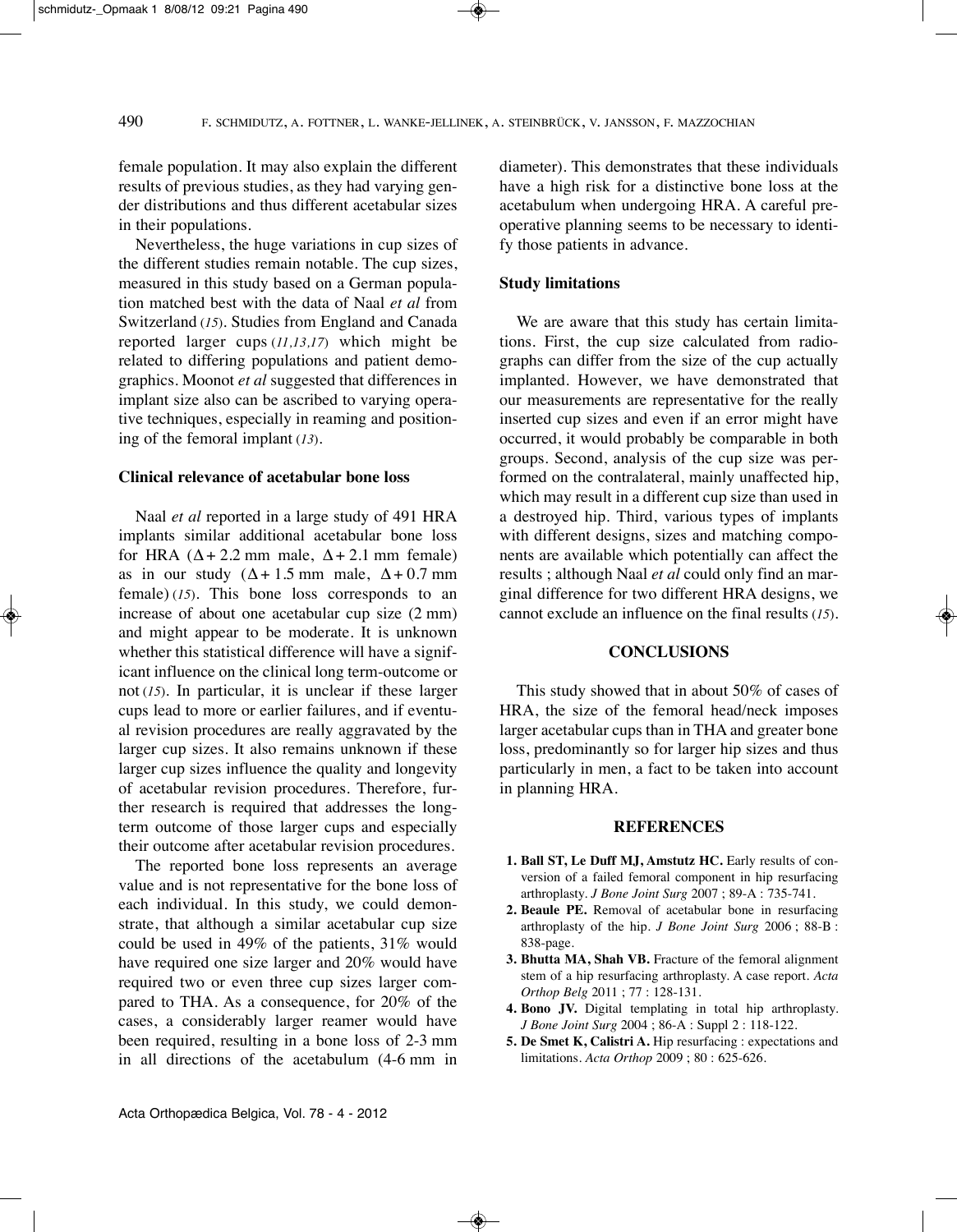female population. It may also explain the different results of previous studies, as they had varying gender distributions and thus different acetabular sizes in their populations.

Nevertheless, the huge variations in cup sizes of the different studies remain notable. The cup sizes, measured in this study based on a German population matched best with the data of Naal *et al* from Switzerland (*15*). Studies from England and Canada reported larger cups (*11,13,17*) which might be related to differing populations and patient demographics. Moonot *et al* suggested that differences in implant size also can be ascribed to varying operative techniques, especially in reaming and positioning of the femoral implant (*13*).

### Clinical relevance of acetabular bone loss

Naal *et al* reported in a large study of 491 HRA implants similar additional acetabular bone loss for HRA ($\Delta + 2.2$ mm male, $\Delta + 2.1$ mm female) as in our study ($\Delta + 1.5$ mm male, $\Delta + 0.7$ mm female) (*15*). This bone loss corresponds to an increase of about one acetabular cup size (2 mm) and might appear to be moderate. It is unknown whether this statistical difference will have a significant influence on the clinical long term-outcome or not (*15*). In particular, it is unclear if these larger cups lead to more or earlier failures, and if eventual revision procedures are really aggravated by the larger cup sizes. It also remains unknown if these larger cup sizes influence the quality and longevity of acetabular revision procedures. Therefore, further research is required that addresses the long-term outcome of those larger cups and especially their outcome after acetabular revision procedures.

The reported bone loss represents an average value and is not representative for the bone loss of each individual. In this study, we could demonstrate, that although a similar acetabular cup size could be used in 49% of the patients, 31% would have required one size larger and 20% would have required two or even three cup sizes larger compared to THA. As a consequence, for 20% of the cases, a considerably larger reamer would have been required, resulting in a bone loss of 2-3 mm in all directions of the acetabulum (4-6 mm in diameter). This demonstrates that these individuals have a high risk for a distinctive bone loss at the acetabulum when undergoing HRA. A careful preoperative planning seems to be necessary to identify those patients in advance.

### Study limitations

We are aware that this study has certain limitations. First, the cup size calculated from radiographs can differ from the size of the cup actually implanted. However, we have demonstrated that our measurements are representative for the really inserted cup sizes and even if an error might have occurred, it would probably be comparable in both groups. Second, analysis of the cup size was performed on the contralateral, mainly unaffected hip, which may result in a different cup size than used in a destroyed hip. Third, various types of implants with different designs, sizes and matching components are available which potentially can affect the results ; although Naal *et al* could only find an marginal difference for two different HRA designs, we cannot exclude an influence on the final results (*15*).

## CONCLUSIONS

This study showed that in about 50% of cases of HRA, the size of the femoral head/neck imposes larger acetabular cups than in THA and greater bone loss, predominantly so for larger hip sizes and thus particularly in men, a fact to be taken into account in planning HRA.

## REFERENCES

1. **Ball ST, Le Duff MJ, Amstutz HC.** Early results of conversion of a failed femoral component in hip resurfacing arthroplasty. *J Bone Joint Surg* 2007 ; 89-A : 735-741.
2. **Beaule PE.** Removal of acetabular bone in resurfacing arthroplasty of the hip. *J Bone Joint Surg* 2006 ; 88-B : 838-page.
3. **Bhutta MA, Shah VB.** Fracture of the femoral alignment stem of a hip resurfacing arthroplasty. A case report. *Acta Orthop Belg* 2011 ; 77 : 128-131.
4. **Bono JV.** Digital templating in total hip arthroplasty. *J Bone Joint Surg* 2004 ; 86-A : Suppl 2 : 118-122.
5. **De Smet K, Calistri A.** Hip resurfacing : expectations and limitations. *Acta Orthop* 2009 ; 80 : 625-626.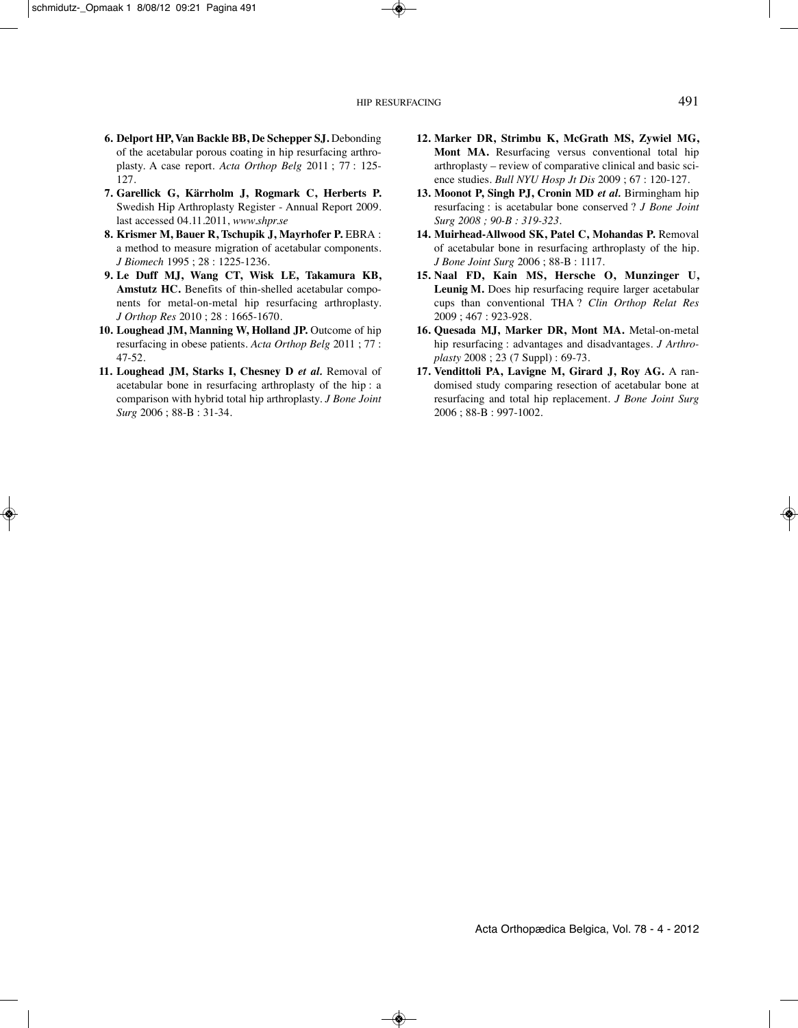6. **Delport HP, Van Backle BB, De Schepper SJ.** Debonding of the acetabular porous coating in hip resurfacing arthroplasty. A case report. *Acta Orthop Belg* 2011 ; 77 : 125-127.
7. **Garellick G, Kärrholm J, Rogmark C, Herberts P.** Swedish Hip Arthroplasty Register - Annual Report 2009. last accessed 04.11.2011, *www.shpr.se*
8. **Krismer M, Bauer R, Tschupik J, Mayrhofer P.** EBRA : a method to measure migration of acetabular components. *J Biomech* 1995 ; 28 : 1225-1236.
9. **Le Duff MJ, Wang CT, Wisk LE, Takamura KB, Amstutz HC.** Benefits of thin-shelled acetabular components for metal-on-metal hip resurfacing arthroplasty. *J Orthop Res* 2010 ; 28 : 1665-1670.
10. **Loughead JM, Manning W, Holland JP.** Outcome of hip resurfacing in obese patients. *Acta Orthop Belg* 2011 ; 77 : 47-52.
11. **Loughead JM, Starks I, Chesney D *et al.*** Removal of acetabular bone in resurfacing arthroplasty of the hip : a comparison with hybrid total hip arthroplasty. *J Bone Joint Surg* 2006 ; 88-B : 31-34.
12. **Marker DR, Strimbu K, McGrath MS, Zywiel MG, Mont MA.** Resurfacing versus conventional total hip arthroplasty – review of comparative clinical and basic science studies. *Bull NYU Hosp Jt Dis* 2009 ; 67 : 120-127.
13. **Moonot P, Singh PJ, Cronin MD *et al.*** Birmingham hip resurfacing : is acetabular bone conserved ? *J Bone Joint Surg 2008 ; 90-B : 319-323.*
14. **Muirhead-Allwood SK, Patel C, Mohandas P.** Removal of acetabular bone in resurfacing arthroplasty of the hip. *J Bone Joint Surg* 2006 ; 88-B : 1117.
15. **Naal FD, Kain MS, Hersche O, Munzinger U, Leunig M.** Does hip resurfacing require larger acetabular cups than conventional THA ? *Clin Orthop Relat Res* 2009 ; 467 : 923-928.
16. **Quesada MJ, Marker DR, Mont MA.** Metal-on-metal hip resurfacing : advantages and disadvantages. *J Arthroplasty* 2008 ; 23 (7 Suppl) : 69-73.
17. **Vendittoli PA, Lavigne M, Girard J, Roy AG.** A randomised study comparing resection of acetabular bone at resurfacing and total hip replacement. *J Bone Joint Surg* 2006 ; 88-B : 997-1002.